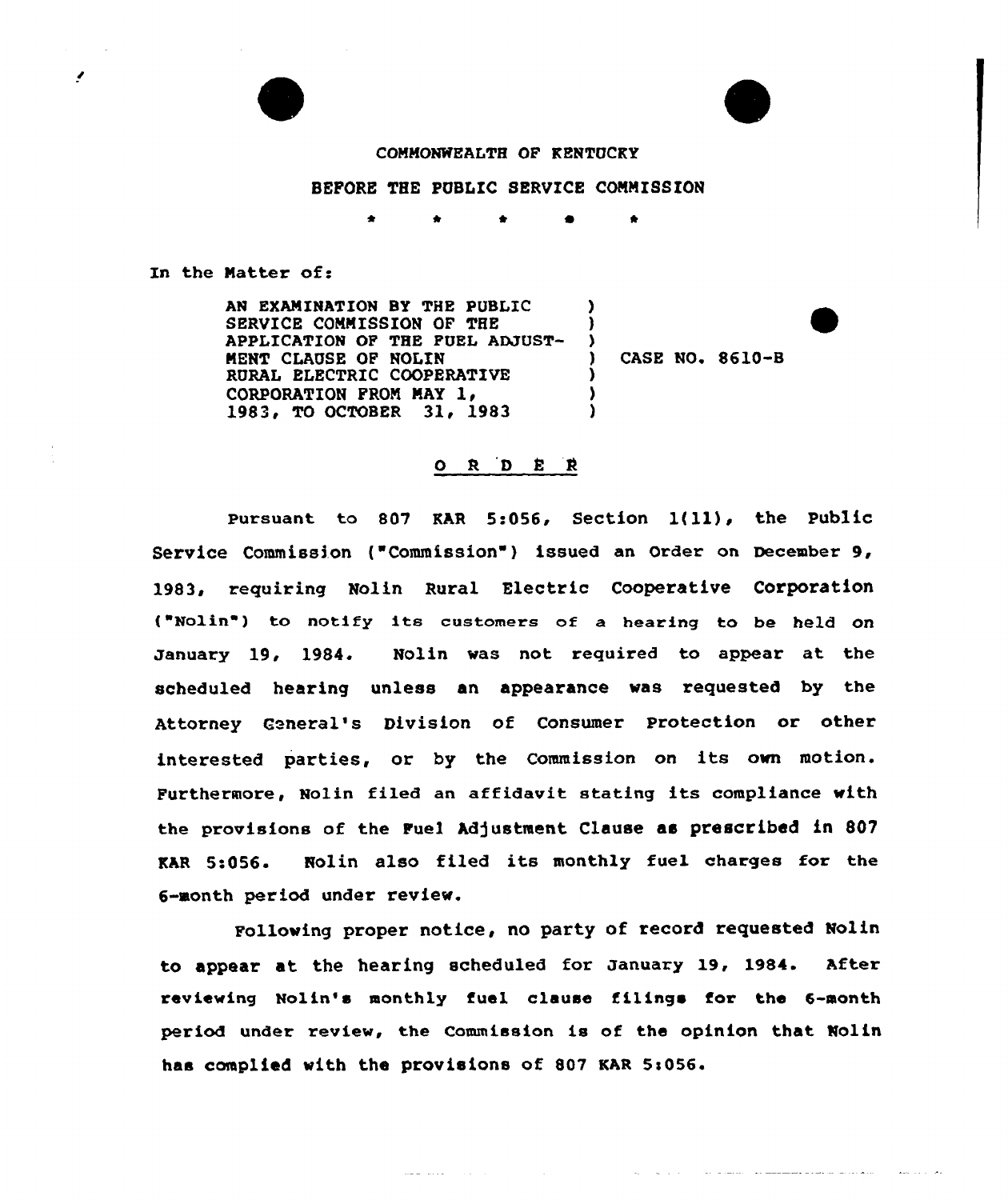COMMONWEALTH OF KENTUCKY

BEFORE THE PUBLIC SERVICE COMMISSION

\* \* \* \* \*

In the Matter of:

| | | |
|---|---|---|
| AN EXAMINATION BY THE PUBLIC SERVICE COMMISSION OF THE APPLICATION OF THE FUEL ADJUSTMENT CLAUSE OF NOLIN RURAL ELECTRIC COOPERATIVE CORPORATION FROM MAY 1, 1983, TO OCTOBER 31, 1983 | ) | CASE NO. 8610-B |

## O R D E R

Pursuant to 807 KAR 5:056, Section 1(11), the Public Service Commission ("Commission") issued an Order on December 9, 1983, requiring Nolin Rural Electric Cooperative Corporation ("Nolin") to notify its customers of a hearing to be held on January 19, 1984. Nolin was not required to appear at the scheduled hearing unless an appearance was requested by the Attorney General's Division of Consumer Protection or other interested parties, or by the Commission on its own motion. Furthermore, Nolin filed an affidavit stating its compliance with the provisions of the Fuel Adjustment Clause as prescribed in 807 KAR 5:056. Nolin also filed its monthly fuel charges for the 6-month period under review.

Following proper notice, no party of record requested Nolin to appear at the hearing scheduled for January 19, 1984. After reviewing Nolin's monthly fuel clause filings for the 6-month period under review, the Commission is of the opinion that Nolin has complied with the provisions of 807 KAR 5:056.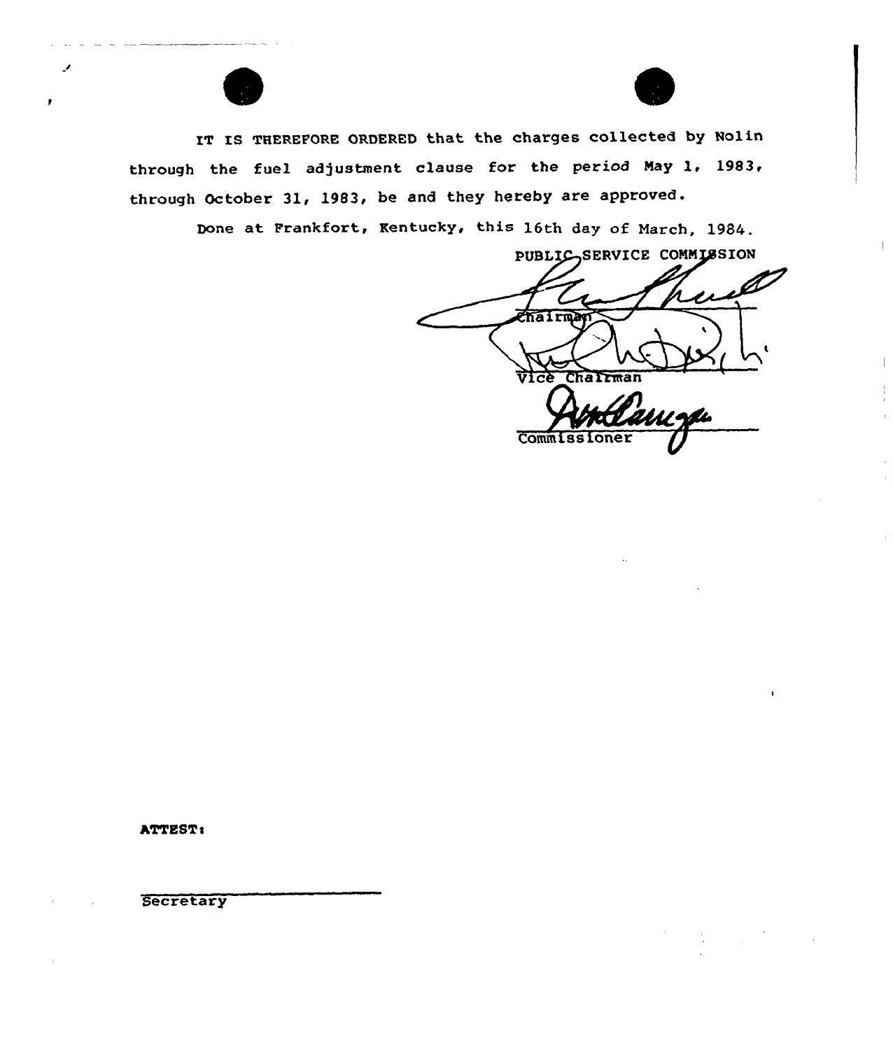IT IS THEREFORE ORDERED that the charges collected by Nolin through the fuel adjustment clause for the period May 1, 1983, through October 31, 1983, be and they hereby are approved.

Done at Frankfort, Kentucky, this 16th day of March, 1984.

PUBLIC SERVICE COMMISSION

Chairman

Vice Chairman

Commissioner

ATTEST:

Secretary